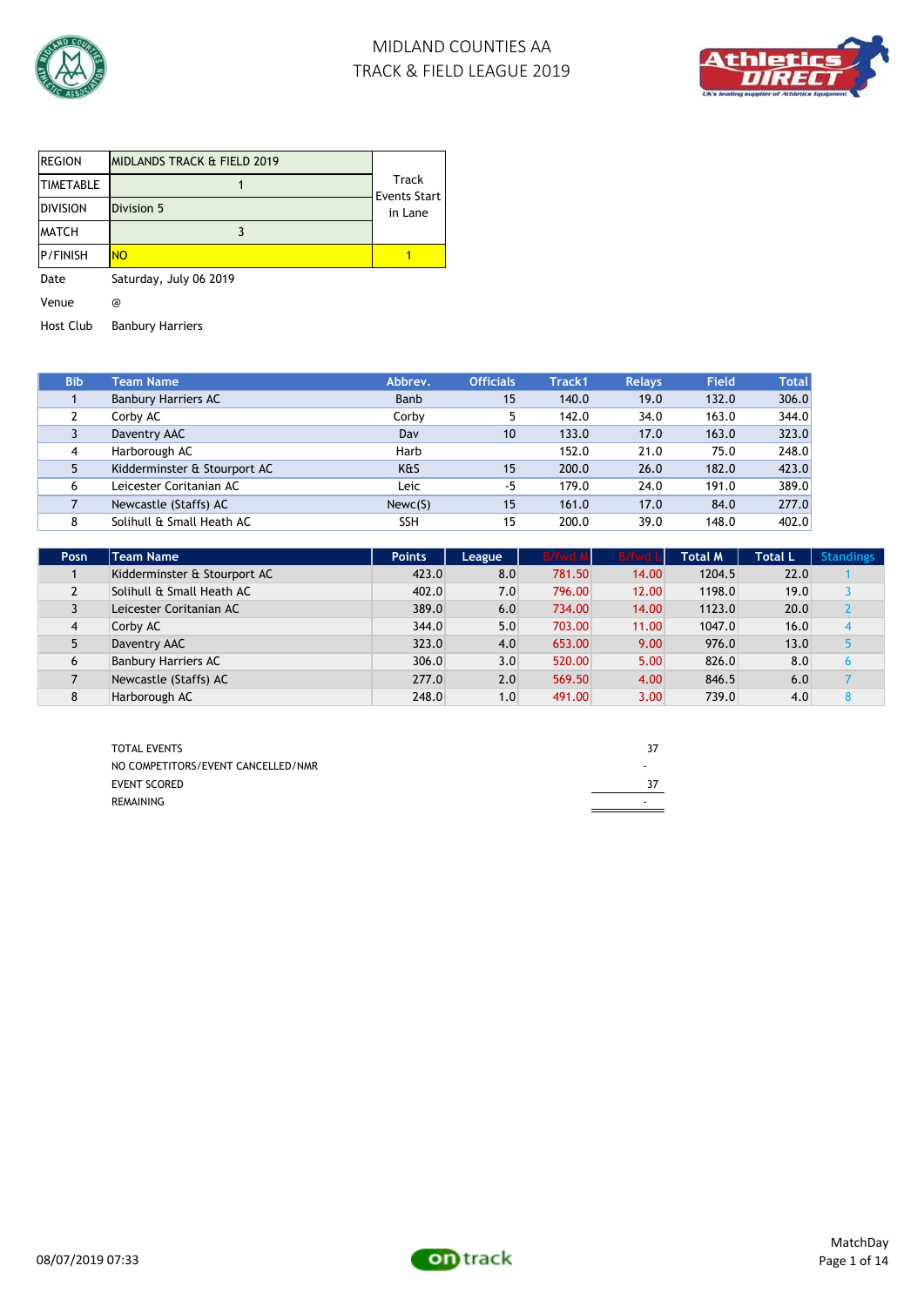# MIDLAND COUNTIES AA
# TRACK & FIELD LEAGUE 2019

| | | |
|---|---|---|
| REGION | MIDLANDS TRACK & FIELD 2019 | Track Events Start in Lane |
| TIMETABLE | 1 | |
| DIVISION | Division 5 | |
| MATCH | 3 | |
| P/FINISH | NO | 1 |

Date: Saturday, July 06 2019

Venue: @

Host Club: Banbury Harriers

| Bib | Team Name | Abbrev. | Officials | Track1 | Relays | Field | Total |
|---|---|---|---|---|---|---|---|
| 1 | Banbury Harriers AC | Banb | 15 | 140.0 | 19.0 | 132.0 | 306.0 |
| 2 | Corby AC | Corby | 5 | 142.0 | 34.0 | 163.0 | 344.0 |
| 3 | Daventry AAC | Dav | 10 | 133.0 | 17.0 | 163.0 | 323.0 |
| 4 | Harborough AC | Harb | | 152.0 | 21.0 | 75.0 | 248.0 |
| 5 | Kidderminster & Stourport AC | K&S | 15 | 200.0 | 26.0 | 182.0 | 423.0 |
| 6 | Leicester Coritanian AC | Leic | -5 | 179.0 | 24.0 | 191.0 | 389.0 |
| 7 | Newcastle (Staffs) AC | Newc(S) | 15 | 161.0 | 17.0 | 84.0 | 277.0 |
| 8 | Solihull & Small Heath AC | SSH | 15 | 200.0 | 39.0 | 148.0 | 402.0 |

| Posn | Team Name | Points | League | B/fwd M | B/fwd L | Total M | Total L | Standings |
|---|---|---|---|---|---|---|---|---|
| 1 | Kidderminster & Stourport AC | 423.0 | 8.0 | 781.50 | 14.00 | 1204.5 | 22.0 | 1 |
| 2 | Solihull & Small Heath AC | 402.0 | 7.0 | 796.00 | 12.00 | 1198.0 | 19.0 | 3 |
| 3 | Leicester Coritanian AC | 389.0 | 6.0 | 734.00 | 14.00 | 1123.0 | 20.0 | 2 |
| 4 | Corby AC | 344.0 | 5.0 | 703.00 | 11.00 | 1047.0 | 16.0 | 4 |
| 5 | Daventry AAC | 323.0 | 4.0 | 653.00 | 9.00 | 976.0 | 13.0 | 5 |
| 6 | Banbury Harriers AC | 306.0 | 3.0 | 520.00 | 5.00 | 826.0 | 8.0 | 6 |
| 7 | Newcastle (Staffs) AC | 277.0 | 2.0 | 569.50 | 4.00 | 846.5 | 6.0 | 7 |
| 8 | Harborough AC | 248.0 | 1.0 | 491.00 | 3.00 | 739.0 | 4.0 | 8 |

| | |
|---|---|
| TOTAL EVENTS | 37 |
| NO COMPETITORS/EVENT CANCELLED/NMR | - |
| EVENT SCORED | 37 |
| REMAINING | - |

08/07/2019 07:33

MatchDay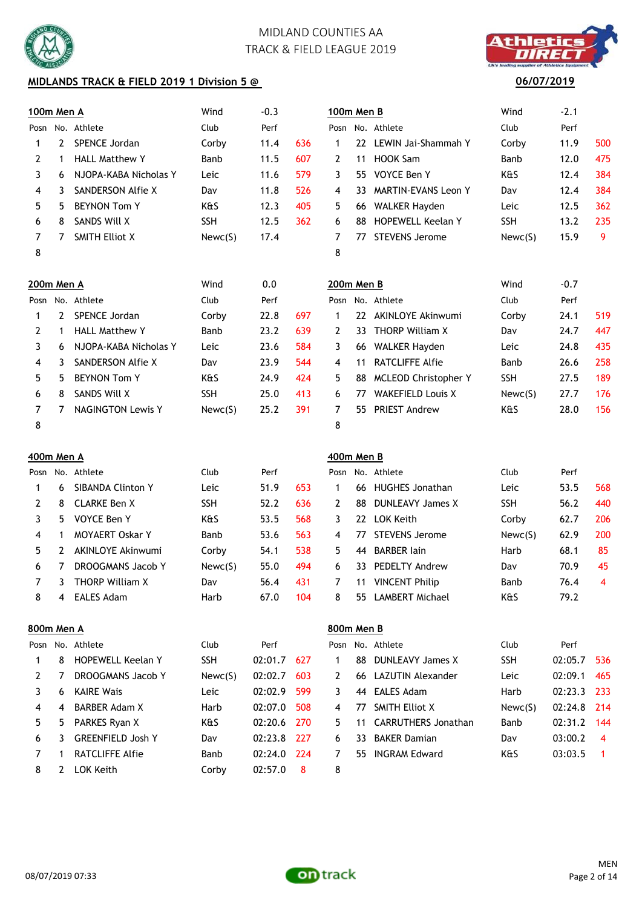MIDLAND COUNTIES AA

TRACK & FIELD LEAGUE 2019

**MIDLANDS TRACK & FIELD 2019 1 Division 5 @**

**06/07/2019**

**100m Men A** — Wind -0.3

| Posn | No. | Athlete | Club | Perf | |
|---|---|---|---|---|---|
| 1 | 2 | SPENCE Jordan | Corby | 11.4 | 636 |
| 2 | 1 | HALL Matthew Y | Banb | 11.5 | 607 |
| 3 | 6 | NJOPA-KABA Nicholas Y | Leic | 11.6 | 579 |
| 4 | 3 | SANDERSON Alfie X | Dav | 11.8 | 526 |
| 5 | 5 | BEYNON Tom Y | K&S | 12.3 | 405 |
| 6 | 8 | SANDS Will X | SSH | 12.5 | 362 |
| 7 | 7 | SMITH Elliot X | Newc(S) | 17.4 | |
| 8 | | | | | |

**100m Men B** — Wind -2.1

| Posn | No. | Athlete | Club | Perf | |
|---|---|---|---|---|---|
| 1 | 22 | LEWIN Jai-Shammah Y | Corby | 11.9 | 500 |
| 2 | 11 | HOOK Sam | Banb | 12.0 | 475 |
| 3 | 55 | VOYCE Ben Y | K&S | 12.4 | 384 |
| 4 | 33 | MARTIN-EVANS Leon Y | Dav | 12.4 | 384 |
| 5 | 66 | WALKER Hayden | Leic | 12.5 | 362 |
| 6 | 88 | HOPEWELL Keelan Y | SSH | 13.2 | 235 |
| 7 | 77 | STEVENS Jerome | Newc(S) | 15.9 | 9 |
| 8 | | | | | |

**200m Men A** — Wind 0.0

| Posn | No. | Athlete | Club | Perf | |
|---|---|---|---|---|---|
| 1 | 2 | SPENCE Jordan | Corby | 22.8 | 697 |
| 2 | 1 | HALL Matthew Y | Banb | 23.2 | 639 |
| 3 | 6 | NJOPA-KABA Nicholas Y | Leic | 23.6 | 584 |
| 4 | 3 | SANDERSON Alfie X | Dav | 23.9 | 544 |
| 5 | 5 | BEYNON Tom Y | K&S | 24.9 | 424 |
| 6 | 8 | SANDS Will X | SSH | 25.0 | 413 |
| 7 | 7 | NAGINGTON Lewis Y | Newc(S) | 25.2 | 391 |
| 8 | | | | | |

**200m Men B** — Wind -0.7

| Posn | No. | Athlete | Club | Perf | |
|---|---|---|---|---|---|
| 1 | 22 | AKINLOYE Akinwumi | Corby | 24.1 | 519 |
| 2 | 33 | THORP William X | Dav | 24.7 | 447 |
| 3 | 66 | WALKER Hayden | Leic | 24.8 | 435 |
| 4 | 11 | RATCLIFFE Alfie | Banb | 26.6 | 258 |
| 5 | 88 | MCLEOD Christopher Y | SSH | 27.5 | 189 |
| 6 | 77 | WAKEFIELD Louis X | Newc(S) | 27.7 | 176 |
| 7 | 55 | PRIEST Andrew | K&S | 28.0 | 156 |
| 8 | | | | | |

**400m Men A**

| Posn | No. | Athlete | Club | Perf | |
|---|---|---|---|---|---|
| 1 | 6 | SIBANDA Clinton Y | Leic | 51.9 | 653 |
| 2 | 8 | CLARKE Ben X | SSH | 52.2 | 636 |
| 3 | 5 | VOYCE Ben Y | K&S | 53.5 | 568 |
| 4 | 1 | MOYAERT Oskar Y | Banb | 53.6 | 563 |
| 5 | 2 | AKINLOYE Akinwumi | Corby | 54.1 | 538 |
| 6 | 7 | DROOGMANS Jacob Y | Newc(S) | 55.0 | 494 |
| 7 | 3 | THORP William X | Dav | 56.4 | 431 |
| 8 | 4 | EALES Adam | Harb | 67.0 | 104 |

**400m Men B**

| Posn | No. | Athlete | Club | Perf | |
|---|---|---|---|---|---|
| 1 | 66 | HUGHES Jonathan | Leic | 53.5 | 568 |
| 2 | 88 | DUNLEAVY James X | SSH | 56.2 | 440 |
| 3 | 22 | LOK Keith | Corby | 62.7 | 206 |
| 4 | 77 | STEVENS Jerome | Newc(S) | 62.9 | 200 |
| 5 | 44 | BARBER Iain | Harb | 68.1 | 85 |
| 6 | 33 | PEDELTY Andrew | Dav | 70.9 | 45 |
| 7 | 11 | VINCENT Philip | Banb | 76.4 | 4 |
| 8 | 55 | LAMBERT Michael | K&S | 79.2 | |

**800m Men A**

| Posn | No. | Athlete | Club | Perf | |
|---|---|---|---|---|---|
| 1 | 8 | HOPEWELL Keelan Y | SSH | 02:01.7 | 627 |
| 2 | 7 | DROOGMANS Jacob Y | Newc(S) | 02:02.7 | 603 |
| 3 | 6 | KAIRE Wais | Leic | 02:02.9 | 599 |
| 4 | 4 | BARBER Adam X | Harb | 02:07.0 | 508 |
| 5 | 5 | PARKES Ryan X | K&S | 02:20.6 | 270 |
| 6 | 3 | GREENFIELD Josh Y | Dav | 02:23.8 | 227 |
| 7 | 1 | RATCLIFFE Alfie | Banb | 02:24.0 | 224 |
| 8 | 2 | LOK Keith | Corby | 02:57.0 | 8 |

**800m Men B**

| Posn | No. | Athlete | Club | Perf | |
|---|---|---|---|---|---|
| 1 | 88 | DUNLEAVY James X | SSH | 02:05.7 | 536 |
| 2 | 66 | LAZUTIN Alexander | Leic | 02:09.1 | 465 |
| 3 | 44 | EALES Adam | Harb | 02:23.3 | 233 |
| 4 | 77 | SMITH Elliot X | Newc(S) | 02:24.8 | 214 |
| 5 | 11 | CARRUTHERS Jonathan | Banb | 02:31.2 | 144 |
| 6 | 33 | BAKER Damian | Dav | 03:00.2 | 4 |
| 7 | 55 | INGRAM Edward | K&S | 03:03.5 | 1 |
| 8 | | | | | |

08/07/2019 07:33

MEN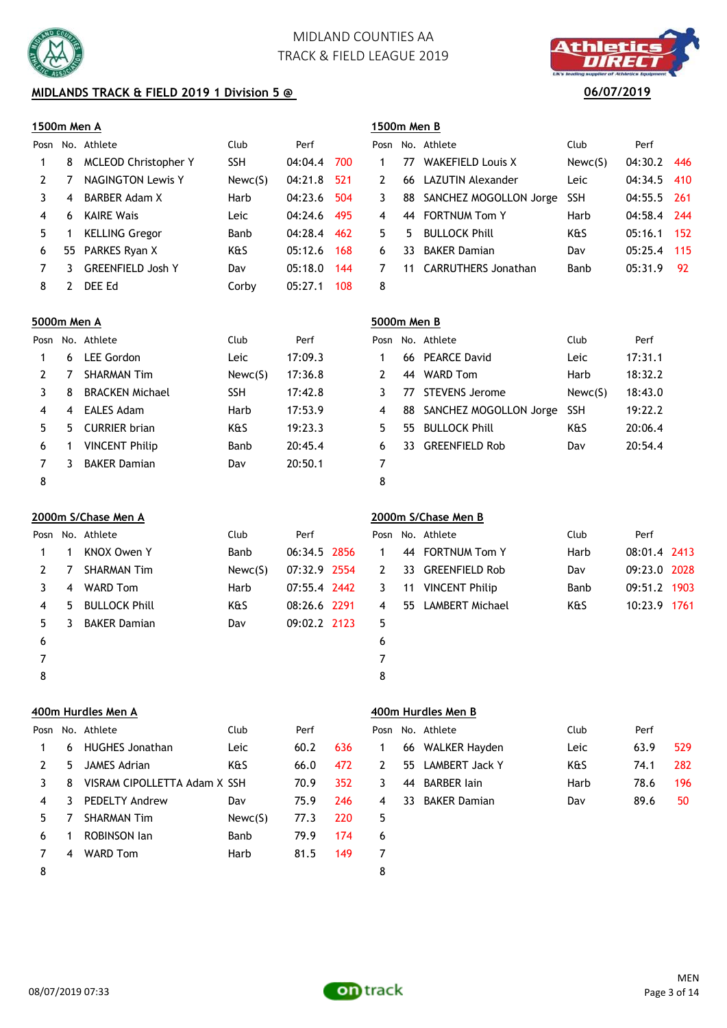MIDLAND COUNTIES AA
TRACK & FIELD LEAGUE 2019

## MIDLANDS TRACK & FIELD 2019 1 Division 5 @

**06/07/2019**

### 1500m Men A

| Posn | No. | Athlete | Club | Perf | |
|---|---|---|---|---|---|
| 1 | 8 | MCLEOD Christopher Y | SSH | 04:04.4 | 700 |
| 2 | 7 | NAGINGTON Lewis Y | Newc(S) | 04:21.8 | 521 |
| 3 | 4 | BARBER Adam X | Harb | 04:23.6 | 504 |
| 4 | 6 | KAIRE Wais | Leic | 04:24.6 | 495 |
| 5 | 1 | KELLING Gregor | Banb | 04:28.4 | 462 |
| 6 | 55 | PARKES Ryan X | K&S | 05:12.6 | 168 |
| 7 | 3 | GREENFIELD Josh Y | Dav | 05:18.0 | 144 |
| 8 | 2 | DEE Ed | Corby | 05:27.1 | 108 |

### 1500m Men B

| Posn | No. | Athlete | Club | Perf | |
|---|---|---|---|---|---|
| 1 | 77 | WAKEFIELD Louis X | Newc(S) | 04:30.2 | 446 |
| 2 | 66 | LAZUTIN Alexander | Leic | 04:34.5 | 410 |
| 3 | 88 | SANCHEZ MOGOLLON Jorge | SSH | 04:55.5 | 261 |
| 4 | 44 | FORTNUM Tom Y | Harb | 04:58.4 | 244 |
| 5 | 5 | BULLOCK Phill | K&S | 05:16.1 | 152 |
| 6 | 33 | BAKER Damian | Dav | 05:25.4 | 115 |
| 7 | 11 | CARRUTHERS Jonathan | Banb | 05:31.9 | 92 |
| 8 | | | | | |

### 5000m Men A

| Posn | No. | Athlete | Club | Perf |
|---|---|---|---|---|
| 1 | 6 | LEE Gordon | Leic | 17:09.3 |
| 2 | 7 | SHARMAN Tim | Newc(S) | 17:36.8 |
| 3 | 8 | BRACKEN Michael | SSH | 17:42.8 |
| 4 | 4 | EALES Adam | Harb | 17:53.9 |
| 5 | 5 | CURRIER brian | K&S | 19:23.3 |
| 6 | 1 | VINCENT Philip | Banb | 20:45.4 |
| 7 | 3 | BAKER Damian | Dav | 20:50.1 |
| 8 | | | | |

### 5000m Men B

| Posn | No. | Athlete | Club | Perf |
|---|---|---|---|---|
| 1 | 66 | PEARCE David | Leic | 17:31.1 |
| 2 | 44 | WARD Tom | Harb | 18:32.2 |
| 3 | 77 | STEVENS Jerome | Newc(S) | 18:43.0 |
| 4 | 88 | SANCHEZ MOGOLLON Jorge | SSH | 19:22.2 |
| 5 | 55 | BULLOCK Phill | K&S | 20:06.4 |
| 6 | 33 | GREENFIELD Rob | Dav | 20:54.4 |
| 7 | | | | |
| 8 | | | | |

### 2000m S/Chase Men A

| Posn | No. | Athlete | Club | Perf | |
|---|---|---|---|---|---|
| 1 | 1 | KNOX Owen Y | Banb | 06:34.5 | 2856 |
| 2 | 7 | SHARMAN Tim | Newc(S) | 07:32.9 | 2554 |
| 3 | 4 | WARD Tom | Harb | 07:55.4 | 2442 |
| 4 | 5 | BULLOCK Phill | K&S | 08:26.6 | 2291 |
| 5 | 3 | BAKER Damian | Dav | 09:02.2 | 2123 |
| 6 | | | | | |
| 7 | | | | | |
| 8 | | | | | |

### 2000m S/Chase Men B

| Posn | No. | Athlete | Club | Perf | |
|---|---|---|---|---|---|
| 1 | 44 | FORTNUM Tom Y | Harb | 08:01.4 | 2413 |
| 2 | 33 | GREENFIELD Rob | Dav | 09:23.0 | 2028 |
| 3 | 11 | VINCENT Philip | Banb | 09:51.2 | 1903 |
| 4 | 55 | LAMBERT Michael | K&S | 10:23.9 | 1761 |
| 5 | | | | | |
| 6 | | | | | |
| 7 | | | | | |
| 8 | | | | | |

### 400m Hurdles Men A

| Posn | No. | Athlete | Club | Perf | |
|---|---|---|---|---|---|
| 1 | 6 | HUGHES Jonathan | Leic | 60.2 | 636 |
| 2 | 5 | JAMES Adrian | K&S | 66.0 | 472 |
| 3 | 8 | VISRAM CIPOLLETTA Adam X | SSH | 70.9 | 352 |
| 4 | 3 | PEDELTY Andrew | Dav | 75.9 | 246 |
| 5 | 7 | SHARMAN Tim | Newc(S) | 77.3 | 220 |
| 6 | 1 | ROBINSON Ian | Banb | 79.9 | 174 |
| 7 | 4 | WARD Tom | Harb | 81.5 | 149 |
| 8 | | | | | |

### 400m Hurdles Men B

| Posn | No. | Athlete | Club | Perf | |
|---|---|---|---|---|---|
| 1 | 66 | WALKER Hayden | Leic | 63.9 | 529 |
| 2 | 55 | LAMBERT Jack Y | K&S | 74.1 | 282 |
| 3 | 44 | BARBER Iain | Harb | 78.6 | 196 |
| 4 | 33 | BAKER Damian | Dav | 89.6 | 50 |
| 5 | | | | | |
| 6 | | | | | |
| 7 | | | | | |
| 8 | | | | | |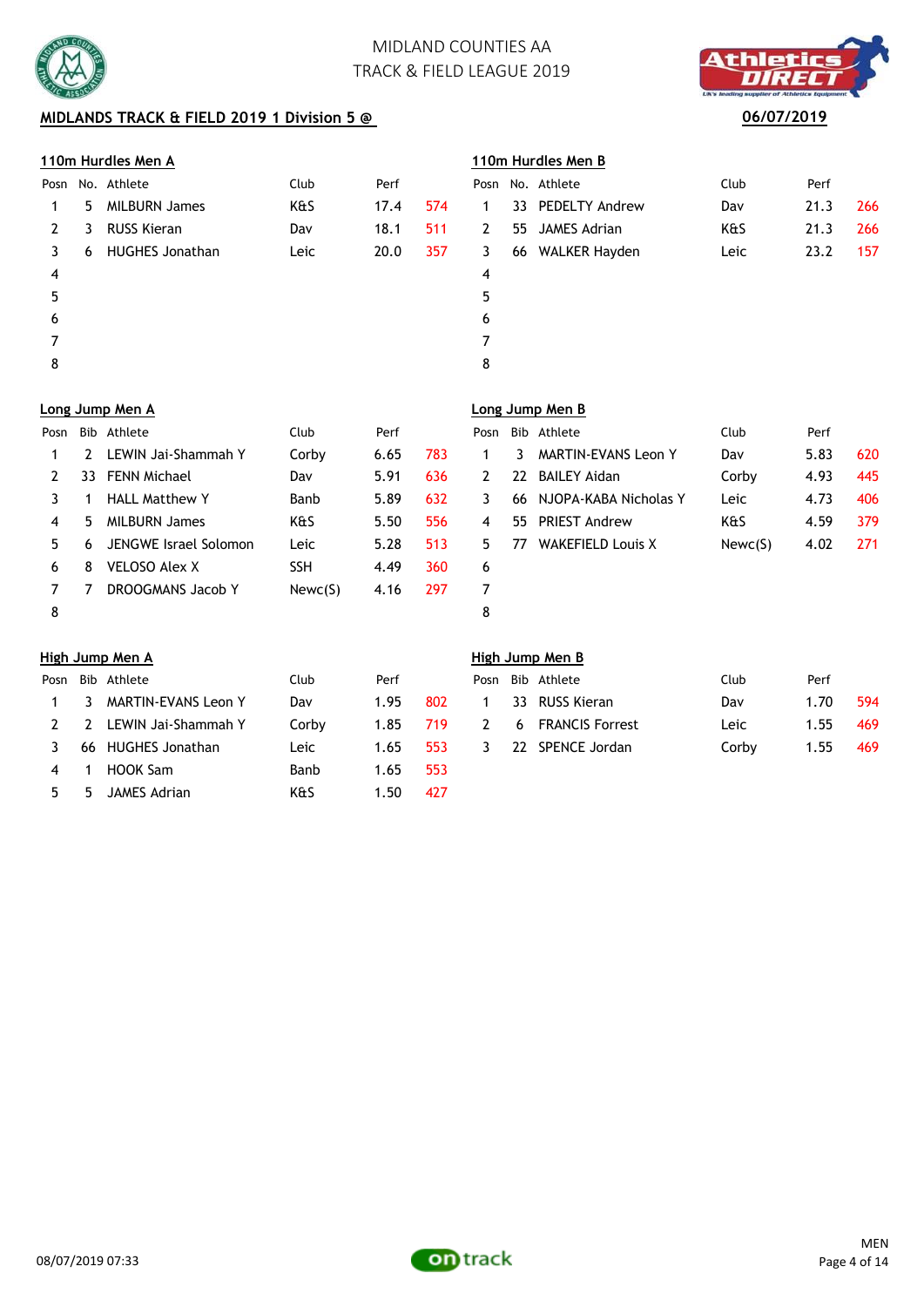MIDLAND COUNTIES AA
TRACK & FIELD LEAGUE 2019

## MIDLANDS TRACK & FIELD 2019 1 Division 5 @

06/07/2019

### 110m Hurdles Men A

| Posn | No. | Athlete | Club | Perf | |
|---|---|---|---|---|---|
| 1 | 5 | MILBURN James | K&S | 17.4 | 574 |
| 2 | 3 | RUSS Kieran | Dav | 18.1 | 511 |
| 3 | 6 | HUGHES Jonathan | Leic | 20.0 | 357 |
| 4 | | | | | |
| 5 | | | | | |
| 6 | | | | | |
| 7 | | | | | |
| 8 | | | | | |

### 110m Hurdles Men B

| Posn | No. | Athlete | Club | Perf | |
|---|---|---|---|---|---|
| 1 | 33 | PEDELTY Andrew | Dav | 21.3 | 266 |
| 2 | 55 | JAMES Adrian | K&S | 21.3 | 266 |
| 3 | 66 | WALKER Hayden | Leic | 23.2 | 157 |
| 4 | | | | | |
| 5 | | | | | |
| 6 | | | | | |
| 7 | | | | | |
| 8 | | | | | |

### Long Jump Men A

| Posn | Bib | Athlete | Club | Perf | |
|---|---|---|---|---|---|
| 1 | 2 | LEWIN Jai-Shammah Y | Corby | 6.65 | 783 |
| 2 | 33 | FENN Michael | Dav | 5.91 | 636 |
| 3 | 1 | HALL Matthew Y | Banb | 5.89 | 632 |
| 4 | 5 | MILBURN James | K&S | 5.50 | 556 |
| 5 | 6 | JENGWE Israel Solomon | Leic | 5.28 | 513 |
| 6 | 8 | VELOSO Alex X | SSH | 4.49 | 360 |
| 7 | 7 | DROOGMANS Jacob Y | Newc(S) | 4.16 | 297 |
| 8 | | | | | |

### Long Jump Men B

| Posn | Bib | Athlete | Club | Perf | |
|---|---|---|---|---|---|
| 1 | 3 | MARTIN-EVANS Leon Y | Dav | 5.83 | 620 |
| 2 | 22 | BAILEY Aidan | Corby | 4.93 | 445 |
| 3 | 66 | NJOPA-KABA Nicholas Y | Leic | 4.73 | 406 |
| 4 | 55 | PRIEST Andrew | K&S | 4.59 | 379 |
| 5 | 77 | WAKEFIELD Louis X | Newc(S) | 4.02 | 271 |
| 6 | | | | | |
| 7 | | | | | |
| 8 | | | | | |

### High Jump Men A

| Posn | Bib | Athlete | Club | Perf | |
|---|---|---|---|---|---|
| 1 | 3 | MARTIN-EVANS Leon Y | Dav | 1.95 | 802 |
| 2 | 2 | LEWIN Jai-Shammah Y | Corby | 1.85 | 719 |
| 3 | 66 | HUGHES Jonathan | Leic | 1.65 | 553 |
| 4 | 1 | HOOK Sam | Banb | 1.65 | 553 |
| 5 | 5 | JAMES Adrian | K&S | 1.50 | 427 |

### High Jump Men B

| Posn | Bib | Athlete | Club | Perf | |
|---|---|---|---|---|---|
| 1 | 33 | RUSS Kieran | Dav | 1.70 | 594 |
| 2 | 6 | FRANCIS Forrest | Leic | 1.55 | 469 |
| 3 | 22 | SPENCE Jordan | Corby | 1.55 | 469 |

08/07/2019 07:33

MEN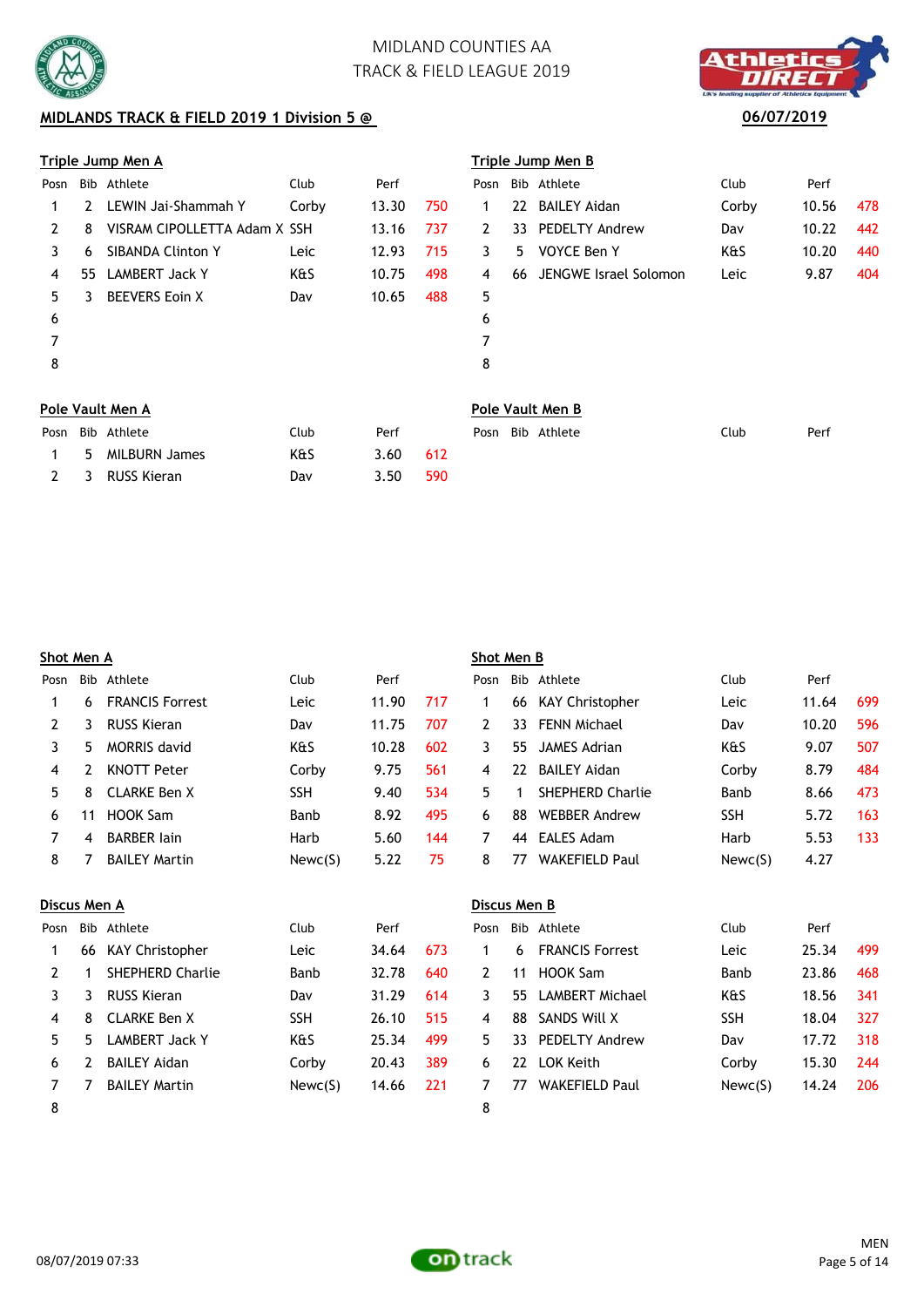MIDLAND COUNTIES AA
TRACK & FIELD LEAGUE 2019

**MIDLANDS TRACK & FIELD 2019 1 Division 5 @** 06/07/2019

### Triple Jump Men A

| Posn | Bib | Athlete | Club | Perf | |
|---|---|---|---|---|---|
| 1 | 2 | LEWIN Jai-Shammah Y | Corby | 13.30 | 750 |
| 2 | 8 | VISRAM CIPOLLETTA Adam X | SSH | 13.16 | 737 |
| 3 | 6 | SIBANDA Clinton Y | Leic | 12.93 | 715 |
| 4 | 55 | LAMBERT Jack Y | K&S | 10.75 | 498 |
| 5 | 3 | BEEVERS Eoin X | Dav | 10.65 | 488 |
| 6 | | | | | |
| 7 | | | | | |
| 8 | | | | | |

### Triple Jump Men B

| Posn | Bib | Athlete | Club | Perf | |
|---|---|---|---|---|---|
| 1 | 22 | BAILEY Aidan | Corby | 10.56 | 478 |
| 2 | 33 | PEDELTY Andrew | Dav | 10.22 | 442 |
| 3 | 5 | VOYCE Ben Y | K&S | 10.20 | 440 |
| 4 | 66 | JENGWE Israel Solomon | Leic | 9.87 | 404 |
| 5 | | | | | |
| 6 | | | | | |
| 7 | | | | | |
| 8 | | | | | |

### Pole Vault Men A

| Posn | Bib | Athlete | Club | Perf | |
|---|---|---|---|---|---|
| 1 | 5 | MILBURN James | K&S | 3.60 | 612 |
| 2 | 3 | RUSS Kieran | Dav | 3.50 | 590 |

### Pole Vault Men B

| Posn | Bib | Athlete | Club | Perf |
|---|---|---|---|---|

### Shot Men A

| Posn | Bib | Athlete | Club | Perf | |
|---|---|---|---|---|---|
| 1 | 6 | FRANCIS Forrest | Leic | 11.90 | 717 |
| 2 | 3 | RUSS Kieran | Dav | 11.75 | 707 |
| 3 | 5 | MORRIS david | K&S | 10.28 | 602 |
| 4 | 2 | KNOTT Peter | Corby | 9.75 | 561 |
| 5 | 8 | CLARKE Ben X | SSH | 9.40 | 534 |
| 6 | 11 | HOOK Sam | Banb | 8.92 | 495 |
| 7 | 4 | BARBER Iain | Harb | 5.60 | 144 |
| 8 | 7 | BAILEY Martin | Newc(S) | 5.22 | 75 |

### Shot Men B

| Posn | Bib | Athlete | Club | Perf | |
|---|---|---|---|---|---|
| 1 | 66 | KAY Christopher | Leic | 11.64 | 699 |
| 2 | 33 | FENN Michael | Dav | 10.20 | 596 |
| 3 | 55 | JAMES Adrian | K&S | 9.07 | 507 |
| 4 | 22 | BAILEY Aidan | Corby | 8.79 | 484 |
| 5 | 1 | SHEPHERD Charlie | Banb | 8.66 | 473 |
| 6 | 88 | WEBBER Andrew | SSH | 5.72 | 163 |
| 7 | 44 | EALES Adam | Harb | 5.53 | 133 |
| 8 | 77 | WAKEFIELD Paul | Newc(S) | 4.27 | |

### Discus Men A

| Posn | Bib | Athlete | Club | Perf | |
|---|---|---|---|---|---|
| 1 | 66 | KAY Christopher | Leic | 34.64 | 673 |
| 2 | 1 | SHEPHERD Charlie | Banb | 32.78 | 640 |
| 3 | 3 | RUSS Kieran | Dav | 31.29 | 614 |
| 4 | 8 | CLARKE Ben X | SSH | 26.10 | 515 |
| 5 | 5 | LAMBERT Jack Y | K&S | 25.34 | 499 |
| 6 | 2 | BAILEY Aidan | Corby | 20.43 | 389 |
| 7 | 7 | BAILEY Martin | Newc(S) | 14.66 | 221 |
| 8 | | | | | |

### Discus Men B

| Posn | Bib | Athlete | Club | Perf | |
|---|---|---|---|---|---|
| 1 | 6 | FRANCIS Forrest | Leic | 25.34 | 499 |
| 2 | 11 | HOOK Sam | Banb | 23.86 | 468 |
| 3 | 55 | LAMBERT Michael | K&S | 18.56 | 341 |
| 4 | 88 | SANDS Will X | SSH | 18.04 | 327 |
| 5 | 33 | PEDELTY Andrew | Dav | 17.72 | 318 |
| 6 | 22 | LOK Keith | Corby | 15.30 | 244 |
| 7 | 77 | WAKEFIELD Paul | Newc(S) | 14.24 | 206 |
| 8 | | | | | |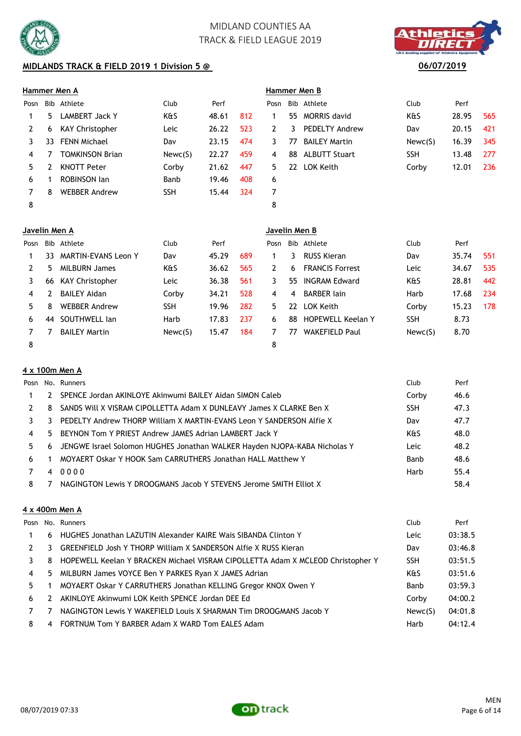MIDLAND COUNTIES AA
TRACK & FIELD LEAGUE 2019

**MIDLANDS TRACK & FIELD 2019 1 Division 5 @**

**06/07/2019**

**Hammer Men A**

| Posn | Bib | Athlete | Club | Perf | |
|---|---|---|---|---|---|
| 1 | 5 | LAMBERT Jack Y | K&S | 48.61 | 812 |
| 2 | 6 | KAY Christopher | Leic | 26.22 | 523 |
| 3 | 33 | FENN Michael | Dav | 23.15 | 474 |
| 4 | 7 | TOMKINSON Brian | Newc(S) | 22.27 | 459 |
| 5 | 2 | KNOTT Peter | Corby | 21.62 | 447 |
| 6 | 1 | ROBINSON Ian | Banb | 19.46 | 408 |
| 7 | 8 | WEBBER Andrew | SSH | 15.44 | 324 |
| 8 | | | | | |

**Hammer Men B**

| Posn | Bib | Athlete | Club | Perf | |
|---|---|---|---|---|---|
| 1 | 55 | MORRIS david | K&S | 28.95 | 565 |
| 2 | 3 | PEDELTY Andrew | Dav | 20.15 | 421 |
| 3 | 77 | BAILEY Martin | Newc(S) | 16.39 | 345 |
| 4 | 88 | ALBUTT Stuart | SSH | 13.48 | 277 |
| 5 | 22 | LOK Keith | Corby | 12.01 | 236 |
| 6 | | | | | |
| 7 | | | | | |
| 8 | | | | | |

**Javelin Men A**

| Posn | Bib | Athlete | Club | Perf | |
|---|---|---|---|---|---|
| 1 | 33 | MARTIN-EVANS Leon Y | Dav | 45.29 | 689 |
| 2 | 5 | MILBURN James | K&S | 36.62 | 565 |
| 3 | 66 | KAY Christopher | Leic | 36.38 | 561 |
| 4 | 2 | BAILEY Aidan | Corby | 34.21 | 528 |
| 5 | 8 | WEBBER Andrew | SSH | 19.96 | 282 |
| 6 | 44 | SOUTHWELL Ian | Harb | 17.83 | 237 |
| 7 | 7 | BAILEY Martin | Newc(S) | 15.47 | 184 |
| 8 | | | | | |

**Javelin Men B**

| Posn | Bib | Athlete | Club | Perf | |
|---|---|---|---|---|---|
| 1 | 3 | RUSS Kieran | Dav | 35.74 | 551 |
| 2 | 6 | FRANCIS Forrest | Leic | 34.67 | 535 |
| 3 | 55 | INGRAM Edward | K&S | 28.81 | 442 |
| 4 | 4 | BARBER Iain | Harb | 17.68 | 234 |
| 5 | 22 | LOK Keith | Corby | 15.23 | 178 |
| 6 | 88 | HOPEWELL Keelan Y | SSH | 8.73 | |
| 7 | 77 | WAKEFIELD Paul | Newc(S) | 8.70 | |
| 8 | | | | | |

**4 x 100m Men A**

| Posn | No. | Runners | Club | Perf |
|---|---|---|---|---|
| 1 | 2 | SPENCE Jordan AKINLOYE Akinwumi BAILEY Aidan SIMON Caleb | Corby | 46.6 |
| 2 | 8 | SANDS Will X VISRAM CIPOLLETTA Adam X DUNLEAVY James X CLARKE Ben X | SSH | 47.3 |
| 3 | 3 | PEDELTY Andrew THORP William X MARTIN-EVANS Leon Y SANDERSON Alfie X | Dav | 47.7 |
| 4 | 5 | BEYNON Tom Y PRIEST Andrew JAMES Adrian LAMBERT Jack Y | K&S | 48.0 |
| 5 | 6 | JENGWE Israel Solomon HUGHES Jonathan WALKER Hayden NJOPA-KABA Nicholas Y | Leic | 48.2 |
| 6 | 1 | MOYAERT Oskar Y HOOK Sam CARRUTHERS Jonathan HALL Matthew Y | Banb | 48.6 |
| 7 | 4 | 0 0 0 0 | Harb | 55.4 |
| 8 | 7 | NAGINGTON Lewis Y DROOGMANS Jacob Y STEVENS Jerome SMITH Elliot X | | 58.4 |

**4 x 400m Men A**

| Posn | No. | Runners | Club | Perf |
|---|---|---|---|---|
| 1 | 6 | HUGHES Jonathan LAZUTIN Alexander KAIRE Wais SIBANDA Clinton Y | Leic | 03:38.5 |
| 2 | 3 | GREENFIELD Josh Y THORP William X SANDERSON Alfie X RUSS Kieran | Dav | 03:46.8 |
| 3 | 8 | HOPEWELL Keelan Y BRACKEN Michael VISRAM CIPOLLETTA Adam X MCLEOD Christopher Y | SSH | 03:51.5 |
| 4 | 5 | MILBURN James VOYCE Ben Y PARKES Ryan X JAMES Adrian | K&S | 03:51.6 |
| 5 | 1 | MOYAERT Oskar Y CARRUTHERS Jonathan KELLING Gregor KNOX Owen Y | Banb | 03:59.3 |
| 6 | 2 | AKINLOYE Akinwumi LOK Keith SPENCE Jordan DEE Ed | Corby | 04:00.2 |
| 7 | 7 | NAGINGTON Lewis Y WAKEFIELD Louis X SHARMAN Tim DROOGMANS Jacob Y | Newc(S) | 04:01.8 |
| 8 | 4 | FORTNUM Tom Y BARBER Adam X WARD Tom EALES Adam | Harb | 04:12.4 |

08/07/2019 07:33

MEN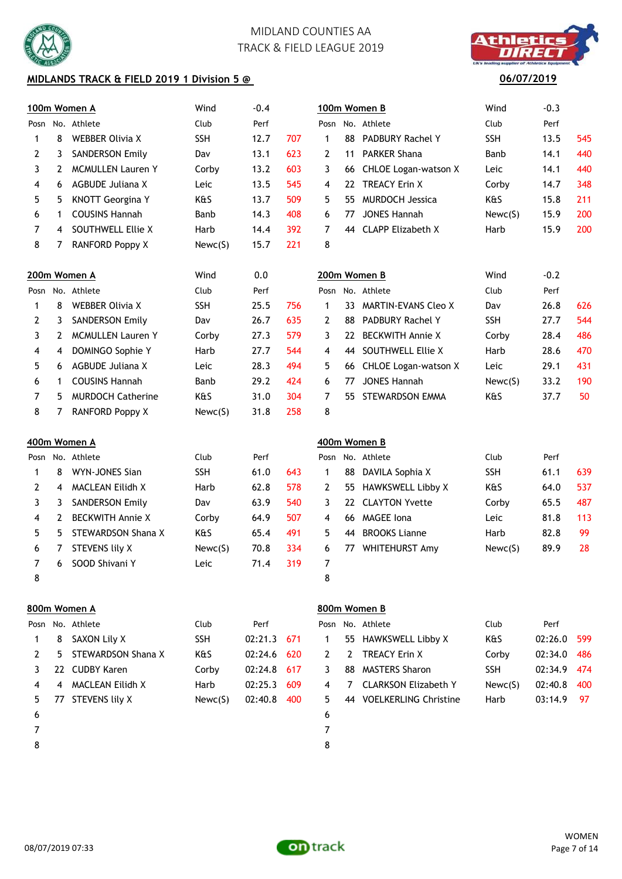MIDLAND COUNTIES AA
TRACK & FIELD LEAGUE 2019

**MIDLANDS TRACK & FIELD 2019 1 Division 5 @**

**06/07/2019**

**100m Women A** Wind -0.4

| Posn | No. | Athlete | Club | Perf | |
|---|---|---|---|---|---|
| 1 | 8 | WEBBER Olivia X | SSH | 12.7 | 707 |
| 2 | 3 | SANDERSON Emily | Dav | 13.1 | 623 |
| 3 | 2 | MCMULLEN Lauren Y | Corby | 13.2 | 603 |
| 4 | 6 | AGBUDE Juliana X | Leic | 13.5 | 545 |
| 5 | 5 | KNOTT Georgina Y | K&S | 13.7 | 509 |
| 6 | 1 | COUSINS Hannah | Banb | 14.3 | 408 |
| 7 | 4 | SOUTHWELL Ellie X | Harb | 14.4 | 392 |
| 8 | 7 | RANFORD Poppy X | Newc(S) | 15.7 | 221 |

**100m Women B** Wind -0.3

| Posn | No. | Athlete | Club | Perf | |
|---|---|---|---|---|---|
| 1 | 88 | PADBURY Rachel Y | SSH | 13.5 | 545 |
| 2 | 11 | PARKER Shana | Banb | 14.1 | 440 |
| 3 | 66 | CHLOE Logan-watson X | Leic | 14.1 | 440 |
| 4 | 22 | TREACY Erin X | Corby | 14.7 | 348 |
| 5 | 55 | MURDOCH Jessica | K&S | 15.8 | 211 |
| 6 | 77 | JONES Hannah | Newc(S) | 15.9 | 200 |
| 7 | 44 | CLAPP Elizabeth X | Harb | 15.9 | 200 |
| 8 | | | | | |

**200m Women A** Wind 0.0

| Posn | No. | Athlete | Club | Perf | |
|---|---|---|---|---|---|
| 1 | 8 | WEBBER Olivia X | SSH | 25.5 | 756 |
| 2 | 3 | SANDERSON Emily | Dav | 26.7 | 635 |
| 3 | 2 | MCMULLEN Lauren Y | Corby | 27.3 | 579 |
| 4 | 4 | DOMINGO Sophie Y | Harb | 27.7 | 544 |
| 5 | 6 | AGBUDE Juliana X | Leic | 28.3 | 494 |
| 6 | 1 | COUSINS Hannah | Banb | 29.2 | 424 |
| 7 | 5 | MURDOCH Catherine | K&S | 31.0 | 304 |
| 8 | 7 | RANFORD Poppy X | Newc(S) | 31.8 | 258 |

**200m Women B** Wind -0.2

| Posn | No. | Athlete | Club | Perf | |
|---|---|---|---|---|---|
| 1 | 33 | MARTIN-EVANS Cleo X | Dav | 26.8 | 626 |
| 2 | 88 | PADBURY Rachel Y | SSH | 27.7 | 544 |
| 3 | 22 | BECKWITH Annie X | Corby | 28.4 | 486 |
| 4 | 44 | SOUTHWELL Ellie X | Harb | 28.6 | 470 |
| 5 | 66 | CHLOE Logan-watson X | Leic | 29.1 | 431 |
| 6 | 77 | JONES Hannah | Newc(S) | 33.2 | 190 |
| 7 | 55 | STEWARDSON EMMA | K&S | 37.7 | 50 |
| 8 | | | | | |

**400m Women A**

| Posn | No. | Athlete | Club | Perf | |
|---|---|---|---|---|---|
| 1 | 8 | WYN-JONES Sian | SSH | 61.0 | 643 |
| 2 | 4 | MACLEAN Eilidh X | Harb | 62.8 | 578 |
| 3 | 3 | SANDERSON Emily | Dav | 63.9 | 540 |
| 4 | 2 | BECKWITH Annie X | Corby | 64.9 | 507 |
| 5 | 5 | STEWARDSON Shana X | K&S | 65.4 | 491 |
| 6 | 7 | STEVENS lily X | Newc(S) | 70.8 | 334 |
| 7 | 6 | SOOD Shivani Y | Leic | 71.4 | 319 |
| 8 | | | | | |

**400m Women B**

| Posn | No. | Athlete | Club | Perf | |
|---|---|---|---|---|---|
| 1 | 88 | DAVILA Sophia X | SSH | 61.1 | 639 |
| 2 | 55 | HAWKSWELL Libby X | K&S | 64.0 | 537 |
| 3 | 22 | CLAYTON Yvette | Corby | 65.5 | 487 |
| 4 | 66 | MAGEE Iona | Leic | 81.8 | 113 |
| 5 | 44 | BROOKS Lianne | Harb | 82.8 | 99 |
| 6 | 77 | WHITEHURST Amy | Newc(S) | 89.9 | 28 |
| 7 | | | | | |
| 8 | | | | | |

**800m Women A**

| Posn | No. | Athlete | Club | Perf | |
|---|---|---|---|---|---|
| 1 | 8 | SAXON Lily X | SSH | 02:21.3 | 671 |
| 2 | 5 | STEWARDSON Shana X | K&S | 02:24.6 | 620 |
| 3 | 22 | CUDBY Karen | Corby | 02:24.8 | 617 |
| 4 | 4 | MACLEAN Eilidh X | Harb | 02:25.3 | 609 |
| 5 | 77 | STEVENS lily X | Newc(S) | 02:40.8 | 400 |
| 6 | | | | | |
| 7 | | | | | |
| 8 | | | | | |

**800m Women B**

| Posn | No. | Athlete | Club | Perf | |
|---|---|---|---|---|---|
| 1 | 55 | HAWKSWELL Libby X | K&S | 02:26.0 | 599 |
| 2 | 2 | TREACY Erin X | Corby | 02:34.0 | 486 |
| 3 | 88 | MASTERS Sharon | SSH | 02:34.9 | 474 |
| 4 | 7 | CLARKSON Elizabeth Y | Newc(S) | 02:40.8 | 400 |
| 5 | 44 | VOELKERLING Christine | Harb | 03:14.9 | 97 |
| 6 | | | | | |
| 7 | | | | | |
| 8 | | | | | |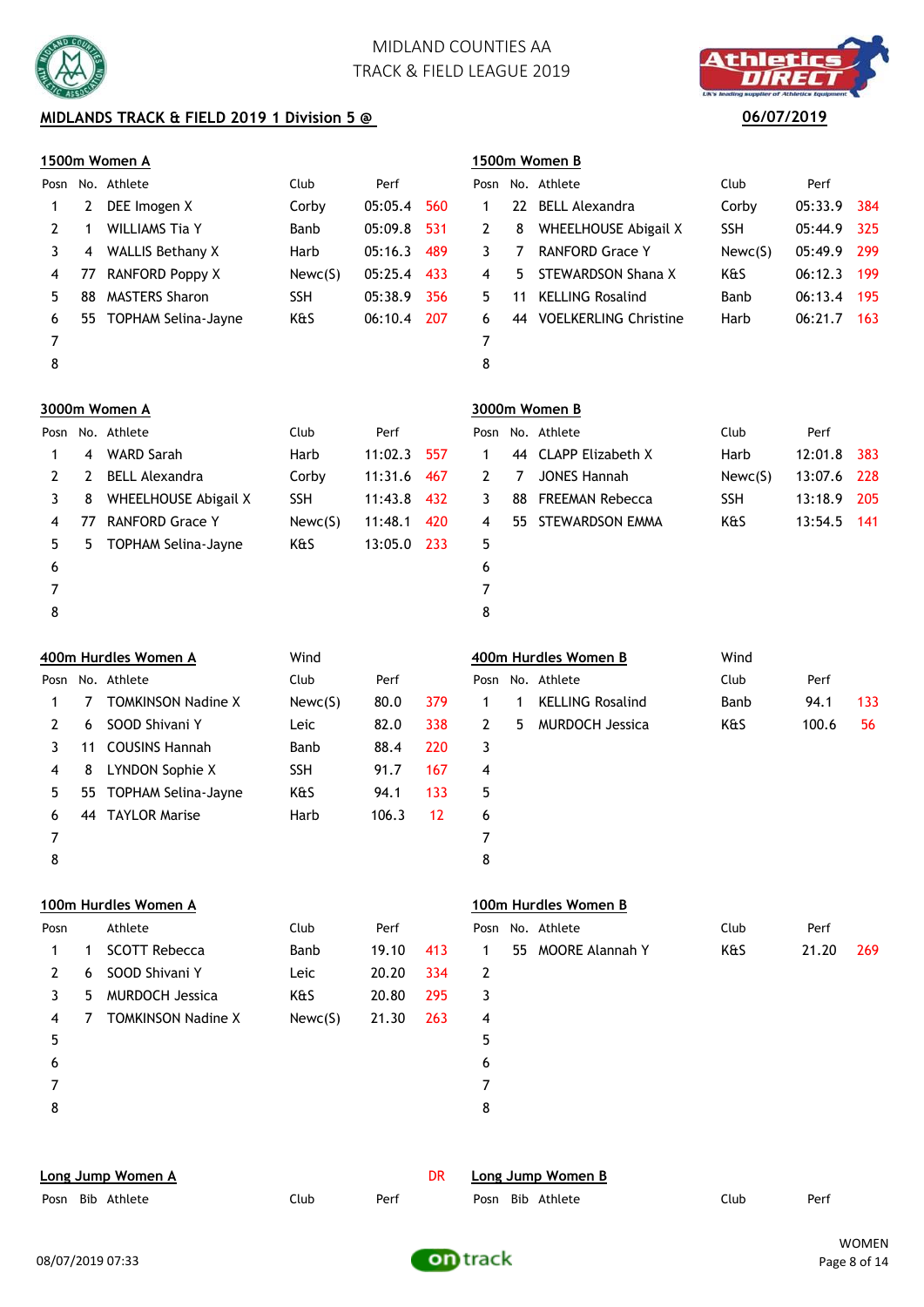MIDLAND COUNTIES AA
TRACK & FIELD LEAGUE 2019

**MIDLANDS TRACK & FIELD 2019 1 Division 5 @**

**06/07/2019**

### 1500m Women A

| Posn | No. | Athlete | Club | Perf | |
|---|---|---|---|---|---|
| 1 | 2 | DEE Imogen X | Corby | 05:05.4 | 560 |
| 2 | 1 | WILLIAMS Tia Y | Banb | 05:09.8 | 531 |
| 3 | 4 | WALLIS Bethany X | Harb | 05:16.3 | 489 |
| 4 | 77 | RANFORD Poppy X | Newc(S) | 05:25.4 | 433 |
| 5 | 88 | MASTERS Sharon | SSH | 05:38.9 | 356 |
| 6 | 55 | TOPHAM Selina-Jayne | K&S | 06:10.4 | 207 |
| 7 | | | | | |
| 8 | | | | | |

### 1500m Women B

| Posn | No. | Athlete | Club | Perf | |
|---|---|---|---|---|---|
| 1 | 22 | BELL Alexandra | Corby | 05:33.9 | 384 |
| 2 | 8 | WHEELHOUSE Abigail X | SSH | 05:44.9 | 325 |
| 3 | 7 | RANFORD Grace Y | Newc(S) | 05:49.9 | 299 |
| 4 | 5 | STEWARDSON Shana X | K&S | 06:12.3 | 199 |
| 5 | 11 | KELLING Rosalind | Banb | 06:13.4 | 195 |
| 6 | 44 | VOELKERLING Christine | Harb | 06:21.7 | 163 |
| 7 | | | | | |
| 8 | | | | | |

### 3000m Women A

| Posn | No. | Athlete | Club | Perf | |
|---|---|---|---|---|---|
| 1 | 4 | WARD Sarah | Harb | 11:02.3 | 557 |
| 2 | 2 | BELL Alexandra | Corby | 11:31.6 | 467 |
| 3 | 8 | WHEELHOUSE Abigail X | SSH | 11:43.8 | 432 |
| 4 | 77 | RANFORD Grace Y | Newc(S) | 11:48.1 | 420 |
| 5 | 5 | TOPHAM Selina-Jayne | K&S | 13:05.0 | 233 |
| 6 | | | | | |
| 7 | | | | | |
| 8 | | | | | |

### 3000m Women B

| Posn | No. | Athlete | Club | Perf | |
|---|---|---|---|---|---|
| 1 | 44 | CLAPP Elizabeth X | Harb | 12:01.8 | 383 |
| 2 | 7 | JONES Hannah | Newc(S) | 13:07.6 | 228 |
| 3 | 88 | FREEMAN Rebecca | SSH | 13:18.9 | 205 |
| 4 | 55 | STEWARDSON EMMA | K&S | 13:54.5 | 141 |
| 5 | | | | | |
| 6 | | | | | |
| 7 | | | | | |
| 8 | | | | | |

### 400m Hurdles Women A

Wind

| Posn | No. | Athlete | Club | Perf | |
|---|---|---|---|---|---|
| 1 | 7 | TOMKINSON Nadine X | Newc(S) | 80.0 | 379 |
| 2 | 6 | SOOD Shivani Y | Leic | 82.0 | 338 |
| 3 | 11 | COUSINS Hannah | Banb | 88.4 | 220 |
| 4 | 8 | LYNDON Sophie X | SSH | 91.7 | 167 |
| 5 | 55 | TOPHAM Selina-Jayne | K&S | 94.1 | 133 |
| 6 | 44 | TAYLOR Marise | Harb | 106.3 | 12 |
| 7 | | | | | |
| 8 | | | | | |

### 400m Hurdles Women B

Wind

| Posn | No. | Athlete | Club | Perf | |
|---|---|---|---|---|---|
| 1 | 1 | KELLING Rosalind | Banb | 94.1 | 133 |
| 2 | 5 | MURDOCH Jessica | K&S | 100.6 | 56 |
| 3 | | | | | |
| 4 | | | | | |
| 5 | | | | | |
| 6 | | | | | |
| 7 | | | | | |
| 8 | | | | | |

### 100m Hurdles Women A

| Posn | | Athlete | Club | Perf | |
|---|---|---|---|---|---|
| 1 | 1 | SCOTT Rebecca | Banb | 19.10 | 413 |
| 2 | 6 | SOOD Shivani Y | Leic | 20.20 | 334 |
| 3 | 5 | MURDOCH Jessica | K&S | 20.80 | 295 |
| 4 | 7 | TOMKINSON Nadine X | Newc(S) | 21.30 | 263 |
| 5 | | | | | |
| 6 | | | | | |
| 7 | | | | | |
| 8 | | | | | |

### 100m Hurdles Women B

| Posn | No. | Athlete | Club | Perf | |
|---|---|---|---|---|---|
| 1 | 55 | MOORE Alannah Y | K&S | 21.20 | 269 |
| 2 | | | | | |
| 3 | | | | | |
| 4 | | | | | |
| 5 | | | | | |
| 6 | | | | | |
| 7 | | | | | |
| 8 | | | | | |

### Long Jump Women A

DR

| Posn | Bib | Athlete | Club | Perf |
|---|---|---|---|---|

### Long Jump Women B

| Posn | Bib | Athlete | Club | Perf |
|---|---|---|---|---|

08/07/2019 07:33

WOMEN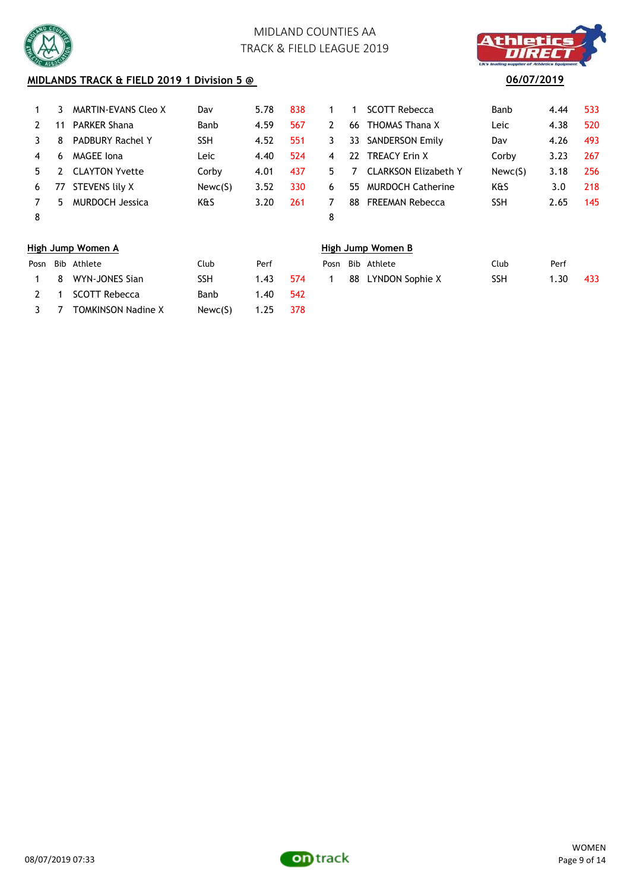MIDLAND COUNTIES AA
TRACK & FIELD LEAGUE 2019

**MIDLANDS TRACK & FIELD 2019 1 Division 5 @**

**06/07/2019**

| Posn | Bib | Athlete | Club | Perf | Pts |
|---|---|---|---|---|---|
| 1 | 3 | MARTIN-EVANS Cleo X | Dav | 5.78 | 838 |
| 2 | 11 | PARKER Shana | Banb | 4.59 | 567 |
| 3 | 8 | PADBURY Rachel Y | SSH | 4.52 | 551 |
| 4 | 6 | MAGEE Iona | Leic | 4.40 | 524 |
| 5 | 2 | CLAYTON Yvette | Corby | 4.01 | 437 |
| 6 | 77 | STEVENS lily X | Newc(S) | 3.52 | 330 |
| 7 | 5 | MURDOCH Jessica | K&S | 3.20 | 261 |
| 8 | | | | | |

| Posn | Bib | Athlete | Club | Perf | Pts |
|---|---|---|---|---|---|
| 1 | 1 | SCOTT Rebecca | Banb | 4.44 | 533 |
| 2 | 66 | THOMAS Thana X | Leic | 4.38 | 520 |
| 3 | 33 | SANDERSON Emily | Dav | 4.26 | 493 |
| 4 | 22 | TREACY Erin X | Corby | 3.23 | 267 |
| 5 | 7 | CLARKSON Elizabeth Y | Newc(S) | 3.18 | 256 |
| 6 | 55 | MURDOCH Catherine | K&S | 3.0 | 218 |
| 7 | 88 | FREEMAN Rebecca | SSH | 2.65 | 145 |
| 8 | | | | | |

**High Jump Women A**

| Posn | Bib | Athlete | Club | Perf | |
|---|---|---|---|---|---|
| 1 | 8 | WYN-JONES Sian | SSH | 1.43 | 574 |
| 2 | 1 | SCOTT Rebecca | Banb | 1.40 | 542 |
| 3 | 7 | TOMKINSON Nadine X | Newc(S) | 1.25 | 378 |

**High Jump Women B**

| Posn | Bib | Athlete | Club | Perf | |
|---|---|---|---|---|---|
| 1 | 88 | LYNDON Sophie X | SSH | 1.30 | 433 |

08/07/2019 07:33

WOMEN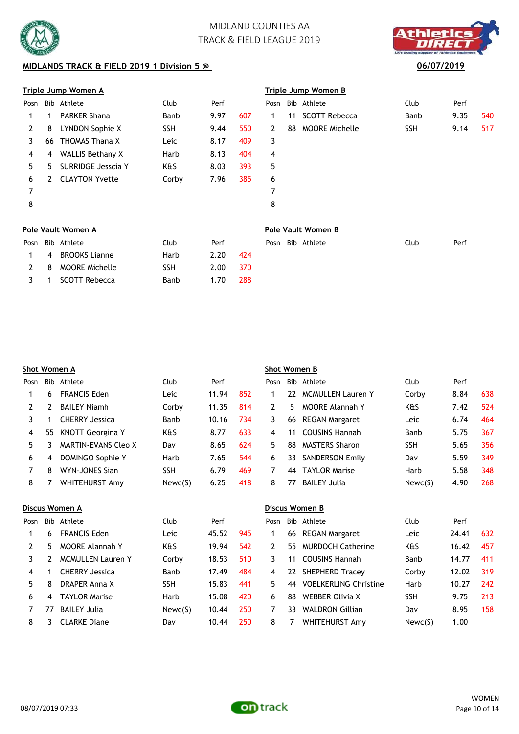MIDLAND COUNTIES AA
TRACK & FIELD LEAGUE 2019

**MIDLANDS TRACK & FIELD 2019 1 Division 5 @** **06/07/2019**

## Triple Jump Women A

| Posn | Bib | Athlete | Club | Perf | |
|---|---|---|---|---|---|
| 1 | 1 | PARKER Shana | Banb | 9.97 | 607 |
| 2 | 8 | LYNDON Sophie X | SSH | 9.44 | 550 |
| 3 | 66 | THOMAS Thana X | Leic | 8.17 | 409 |
| 4 | 4 | WALLIS Bethany X | Harb | 8.13 | 404 |
| 5 | 5 | SURRIDGE Jesscia Y | K&S | 8.03 | 393 |
| 6 | 2 | CLAYTON Yvette | Corby | 7.96 | 385 |
| 7 | | | | | |
| 8 | | | | | |

## Triple Jump Women B

| Posn | Bib | Athlete | Club | Perf | |
|---|---|---|---|---|---|
| 1 | 11 | SCOTT Rebecca | Banb | 9.35 | 540 |
| 2 | 88 | MOORE Michelle | SSH | 9.14 | 517 |
| 3 | | | | | |
| 4 | | | | | |
| 5 | | | | | |
| 6 | | | | | |
| 7 | | | | | |
| 8 | | | | | |

## Pole Vault Women A

| Posn | Bib | Athlete | Club | Perf | |
|---|---|---|---|---|---|
| 1 | 4 | BROOKS Lianne | Harb | 2.20 | 424 |
| 2 | 8 | MOORE Michelle | SSH | 2.00 | 370 |
| 3 | 1 | SCOTT Rebecca | Banb | 1.70 | 288 |

## Pole Vault Women B

| Posn | Bib | Athlete | Club | Perf |
|---|---|---|---|---|

## Shot Women A

| Posn | Bib | Athlete | Club | Perf | |
|---|---|---|---|---|---|
| 1 | 6 | FRANCIS Eden | Leic | 11.94 | 852 |
| 2 | 2 | BAILEY Niamh | Corby | 11.35 | 814 |
| 3 | 1 | CHERRY Jessica | Banb | 10.16 | 734 |
| 4 | 55 | KNOTT Georgina Y | K&S | 8.77 | 633 |
| 5 | 3 | MARTIN-EVANS Cleo X | Dav | 8.65 | 624 |
| 6 | 4 | DOMINGO Sophie Y | Harb | 7.65 | 544 |
| 7 | 8 | WYN-JONES Sian | SSH | 6.79 | 469 |
| 8 | 7 | WHITEHURST Amy | Newc(S) | 6.25 | 418 |

## Shot Women B

| Posn | Bib | Athlete | Club | Perf | |
|---|---|---|---|---|---|
| 1 | 22 | MCMULLEN Lauren Y | Corby | 8.84 | 638 |
| 2 | 5 | MOORE Alannah Y | K&S | 7.42 | 524 |
| 3 | 66 | REGAN Margaret | Leic | 6.74 | 464 |
| 4 | 11 | COUSINS Hannah | Banb | 5.75 | 367 |
| 5 | 88 | MASTERS Sharon | SSH | 5.65 | 356 |
| 6 | 33 | SANDERSON Emily | Dav | 5.59 | 349 |
| 7 | 44 | TAYLOR Marise | Harb | 5.58 | 348 |
| 8 | 77 | BAILEY Julia | Newc(S) | 4.90 | 268 |

## Discus Women A

| Posn | Bib | Athlete | Club | Perf | |
|---|---|---|---|---|---|
| 1 | 6 | FRANCIS Eden | Leic | 45.52 | 945 |
| 2 | 5 | MOORE Alannah Y | K&S | 19.94 | 542 |
| 3 | 2 | MCMULLEN Lauren Y | Corby | 18.53 | 510 |
| 4 | 1 | CHERRY Jessica | Banb | 17.49 | 484 |
| 5 | 8 | DRAPER Anna X | SSH | 15.83 | 441 |
| 6 | 4 | TAYLOR Marise | Harb | 15.08 | 420 |
| 7 | 77 | BAILEY Julia | Newc(S) | 10.44 | 250 |
| 8 | 3 | CLARKE Diane | Dav | 10.44 | 250 |

## Discus Women B

| Posn | Bib | Athlete | Club | Perf | |
|---|---|---|---|---|---|
| 1 | 66 | REGAN Margaret | Leic | 24.41 | 632 |
| 2 | 55 | MURDOCH Catherine | K&S | 16.42 | 457 |
| 3 | 11 | COUSINS Hannah | Banb | 14.77 | 411 |
| 4 | 22 | SHEPHERD Tracey | Corby | 12.02 | 319 |
| 5 | 44 | VOELKERLING Christine | Harb | 10.27 | 242 |
| 6 | 88 | WEBBER Olivia X | SSH | 9.75 | 213 |
| 7 | 33 | WALDRON Gillian | Dav | 8.95 | 158 |
| 8 | 7 | WHITEHURST Amy | Newc(S) | 1.00 | |

08/07/2019 07:33

WOMEN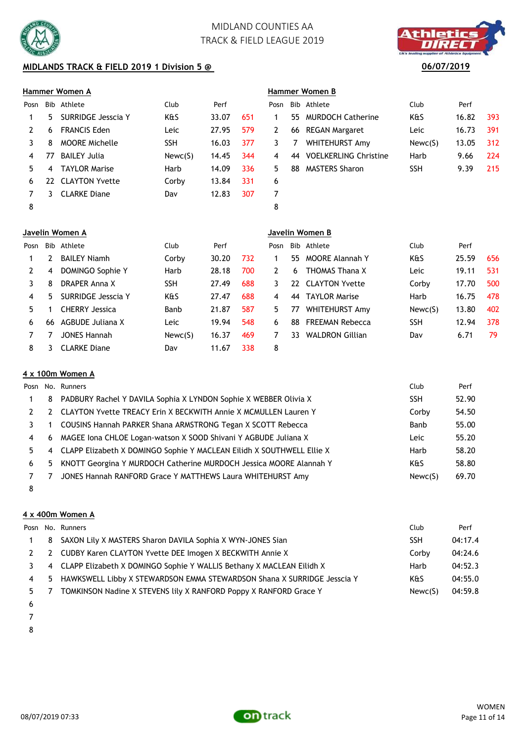MIDLAND COUNTIES AA
TRACK & FIELD LEAGUE 2019

**MIDLANDS TRACK & FIELD 2019 1 Division 5 @** 06/07/2019

### Hammer Women A

| Posn | Bib | Athlete | Club | Perf | |
|---|---|---|---|---|---|
| 1 | 5 | SURRIDGE Jesscia Y | K&S | 33.07 | 651 |
| 2 | 6 | FRANCIS Eden | Leic | 27.95 | 579 |
| 3 | 8 | MOORE Michelle | SSH | 16.03 | 377 |
| 4 | 77 | BAILEY Julia | Newc(S) | 14.45 | 344 |
| 5 | 4 | TAYLOR Marise | Harb | 14.09 | 336 |
| 6 | 22 | CLAYTON Yvette | Corby | 13.84 | 331 |
| 7 | 3 | CLARKE Diane | Dav | 12.83 | 307 |
| 8 | | | | | |

### Hammer Women B

| Posn | Bib | Athlete | Club | Perf | |
|---|---|---|---|---|---|
| 1 | 55 | MURDOCH Catherine | K&S | 16.82 | 393 |
| 2 | 66 | REGAN Margaret | Leic | 16.73 | 391 |
| 3 | 7 | WHITEHURST Amy | Newc(S) | 13.05 | 312 |
| 4 | 44 | VOELKERLING Christine | Harb | 9.66 | 224 |
| 5 | 88 | MASTERS Sharon | SSH | 9.39 | 215 |
| 6 | | | | | |
| 7 | | | | | |
| 8 | | | | | |

### Javelin Women A

| Posn | Bib | Athlete | Club | Perf | |
|---|---|---|---|---|---|
| 1 | 2 | BAILEY Niamh | Corby | 30.20 | 732 |
| 2 | 4 | DOMINGO Sophie Y | Harb | 28.18 | 700 |
| 3 | 8 | DRAPER Anna X | SSH | 27.49 | 688 |
| 4 | 5 | SURRIDGE Jesscia Y | K&S | 27.47 | 688 |
| 5 | 1 | CHERRY Jessica | Banb | 21.87 | 587 |
| 6 | 66 | AGBUDE Juliana X | Leic | 19.94 | 548 |
| 7 | 7 | JONES Hannah | Newc(S) | 16.37 | 469 |
| 8 | 3 | CLARKE Diane | Dav | 11.67 | 338 |

### Javelin Women B

| Posn | Bib | Athlete | Club | Perf | |
|---|---|---|---|---|---|
| 1 | 55 | MOORE Alannah Y | K&S | 25.59 | 656 |
| 2 | 6 | THOMAS Thana X | Leic | 19.11 | 531 |
| 3 | 22 | CLAYTON Yvette | Corby | 17.70 | 500 |
| 4 | 44 | TAYLOR Marise | Harb | 16.75 | 478 |
| 5 | 77 | WHITEHURST Amy | Newc(S) | 13.80 | 402 |
| 6 | 88 | FREEMAN Rebecca | SSH | 12.94 | 378 |
| 7 | 33 | WALDRON Gillian | Dav | 6.71 | 79 |
| 8 | | | | | |

### 4 x 100m Women A

| Posn | No. | Runners | Club | Perf |
|---|---|---|---|---|
| 1 | 8 | PADBURY Rachel Y DAVILA Sophia X LYNDON Sophie X WEBBER Olivia X | SSH | 52.90 |
| 2 | 2 | CLAYTON Yvette TREACY Erin X BECKWITH Annie X MCMULLEN Lauren Y | Corby | 54.50 |
| 3 | 1 | COUSINS Hannah PARKER Shana ARMSTRONG Tegan X SCOTT Rebecca | Banb | 55.00 |
| 4 | 6 | MAGEE Iona CHLOE Logan-watson X SOOD Shivani Y AGBUDE Juliana X | Leic | 55.20 |
| 5 | 4 | CLAPP Elizabeth X DOMINGO Sophie Y MACLEAN Eilidh X SOUTHWELL Ellie X | Harb | 58.20 |
| 6 | 5 | KNOTT Georgina Y MURDOCH Catherine MURDOCH Jessica MOORE Alannah Y | K&S | 58.80 |
| 7 | 7 | JONES Hannah RANFORD Grace Y MATTHEWS Laura WHITEHURST Amy | Newc(S) | 69.70 |
| 8 | | | | |

### 4 x 400m Women A

| Posn | No. | Runners | Club | Perf |
|---|---|---|---|---|
| 1 | 8 | SAXON Lily X MASTERS Sharon DAVILA Sophia X WYN-JONES Sian | SSH | 04:17.4 |
| 2 | 2 | CUDBY Karen CLAYTON Yvette DEE Imogen X BECKWITH Annie X | Corby | 04:24.6 |
| 3 | 4 | CLAPP Elizabeth X DOMINGO Sophie Y WALLIS Bethany X MACLEAN Eilidh X | Harb | 04:52.3 |
| 4 | 5 | HAWKSWELL Libby X STEWARDSON EMMA STEWARDSON Shana X SURRIDGE Jesscia Y | K&S | 04:55.0 |
| 5 | 7 | TOMKINSON Nadine X STEVENS lily X RANFORD Poppy X RANFORD Grace Y | Newc(S) | 04:59.8 |
| 6 | | | | |
| 7 | | | | |
| 8 | | | | |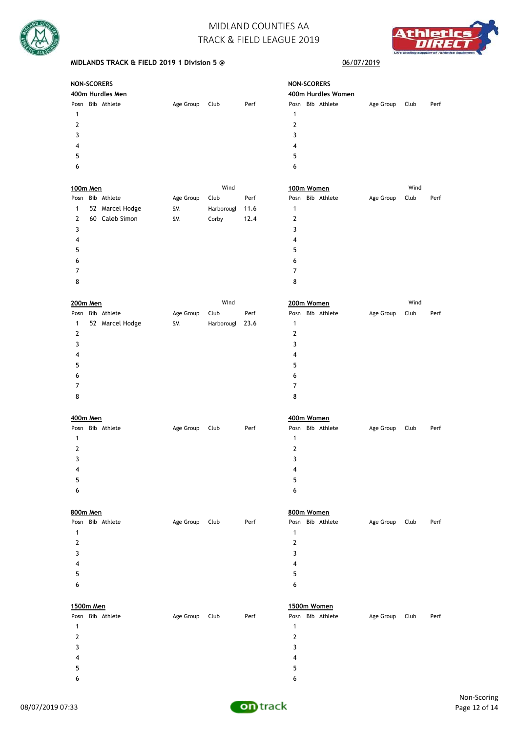# MIDLAND COUNTIES AA
# TRACK & FIELD LEAGUE 2019

**MIDLANDS TRACK & FIELD 2019 1 Division 5 @** 06/07/2019

## NON-SCORERS

### 400m Hurdles Men

| Posn | Bib | Athlete | Age Group | Club | Perf |
|---|---|---|---|---|---|
| 1 | | | | | |
| 2 | | | | | |
| 3 | | | | | |
| 4 | | | | | |
| 5 | | | | | |
| 6 | | | | | |

### 400m Hurdles Women

| Posn | Bib | Athlete | Age Group | Club | Perf |
|---|---|---|---|---|---|
| 1 | | | | | |
| 2 | | | | | |
| 3 | | | | | |
| 4 | | | | | |
| 5 | | | | | |
| 6 | | | | | |

### 100m Men

Wind

| Posn | Bib | Athlete | Age Group | Club | Perf |
|---|---|---|---|---|---|
| 1 | 52 | Marcel Hodge | SM | Harborougl | 11.6 |
| 2 | 60 | Caleb Simon | SM | Corby | 12.4 |
| 3 | | | | | |
| 4 | | | | | |
| 5 | | | | | |
| 6 | | | | | |
| 7 | | | | | |
| 8 | | | | | |

### 100m Women

Wind

| Posn | Bib | Athlete | Age Group | Club | Perf |
|---|---|---|---|---|---|
| 1 | | | | | |
| 2 | | | | | |
| 3 | | | | | |
| 4 | | | | | |
| 5 | | | | | |
| 6 | | | | | |
| 7 | | | | | |
| 8 | | | | | |

### 200m Men

Wind

| Posn | Bib | Athlete | Age Group | Club | Perf |
|---|---|---|---|---|---|
| 1 | 52 | Marcel Hodge | SM | Harborougl | 23.6 |
| 2 | | | | | |
| 3 | | | | | |
| 4 | | | | | |
| 5 | | | | | |
| 6 | | | | | |
| 7 | | | | | |
| 8 | | | | | |

### 200m Women

Wind

| Posn | Bib | Athlete | Age Group | Club | Perf |
|---|---|---|---|---|---|
| 1 | | | | | |
| 2 | | | | | |
| 3 | | | | | |
| 4 | | | | | |
| 5 | | | | | |
| 6 | | | | | |
| 7 | | | | | |
| 8 | | | | | |

### 400m Men

| Posn | Bib | Athlete | Age Group | Club | Perf |
|---|---|---|---|---|---|
| 1 | | | | | |
| 2 | | | | | |
| 3 | | | | | |
| 4 | | | | | |
| 5 | | | | | |
| 6 | | | | | |

### 400m Women

| Posn | Bib | Athlete | Age Group | Club | Perf |
|---|---|---|---|---|---|
| 1 | | | | | |
| 2 | | | | | |
| 3 | | | | | |
| 4 | | | | | |
| 5 | | | | | |
| 6 | | | | | |

### 800m Men

| Posn | Bib | Athlete | Age Group | Club | Perf |
|---|---|---|---|---|---|
| 1 | | | | | |
| 2 | | | | | |
| 3 | | | | | |
| 4 | | | | | |
| 5 | | | | | |
| 6 | | | | | |

### 800m Women

| Posn | Bib | Athlete | Age Group | Club | Perf |
|---|---|---|---|---|---|
| 1 | | | | | |
| 2 | | | | | |
| 3 | | | | | |
| 4 | | | | | |
| 5 | | | | | |
| 6 | | | | | |

### 1500m Men

| Posn | Bib | Athlete | Age Group | Club | Perf |
|---|---|---|---|---|---|
| 1 | | | | | |
| 2 | | | | | |
| 3 | | | | | |
| 4 | | | | | |
| 5 | | | | | |
| 6 | | | | | |

### 1500m Women

| Posn | Bib | Athlete | Age Group | Club | Perf |
|---|---|---|---|---|---|
| 1 | | | | | |
| 2 | | | | | |
| 3 | | | | | |
| 4 | | | | | |
| 5 | | | | | |
| 6 | | | | | |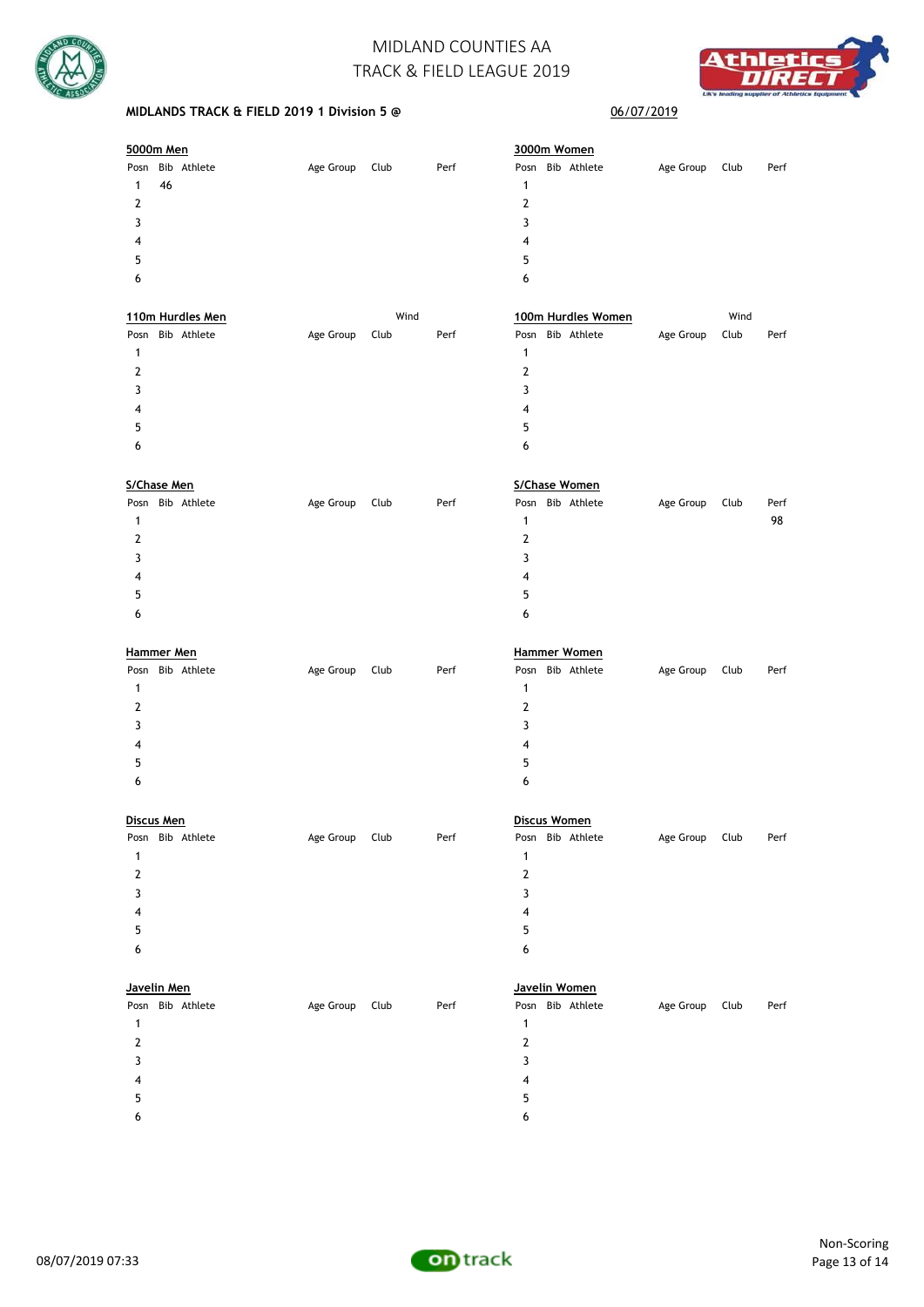MIDLAND COUNTIES AA
TRACK & FIELD LEAGUE 2019

**MIDLANDS TRACK & FIELD 2019 1 Division 5 @** 06/07/2019

**5000m Men**

| Posn | Bib | Athlete | Age Group | Club | Perf |
|---|---|---|---|---|---|
| 1 | 46 | | | | |
| 2 | | | | | |
| 3 | | | | | |
| 4 | | | | | |
| 5 | | | | | |
| 6 | | | | | |

**3000m Women**

| Posn | Bib | Athlete | Age Group | Club | Perf |
|---|---|---|---|---|---|
| 1 | | | | | |
| 2 | | | | | |
| 3 | | | | | |
| 4 | | | | | |
| 5 | | | | | |
| 6 | | | | | |

**110m Hurdles Men** Wind

| Posn | Bib | Athlete | Age Group | Club | Perf |
|---|---|---|---|---|---|
| 1 | | | | | |
| 2 | | | | | |
| 3 | | | | | |
| 4 | | | | | |
| 5 | | | | | |
| 6 | | | | | |

**100m Hurdles Women** Wind

| Posn | Bib | Athlete | Age Group | Club | Perf |
|---|---|---|---|---|---|
| 1 | | | | | |
| 2 | | | | | |
| 3 | | | | | |
| 4 | | | | | |
| 5 | | | | | |
| 6 | | | | | |

**S/Chase Men**

| Posn | Bib | Athlete | Age Group | Club | Perf |
|---|---|---|---|---|---|
| 1 | | | | | |
| 2 | | | | | |
| 3 | | | | | |
| 4 | | | | | |
| 5 | | | | | |
| 6 | | | | | |

**S/Chase Women**

| Posn | Bib | Athlete | Age Group | Club | Perf |
|---|---|---|---|---|---|
| 1 | | | | | 98 |
| 2 | | | | | |
| 3 | | | | | |
| 4 | | | | | |
| 5 | | | | | |
| 6 | | | | | |

**Hammer Men**

| Posn | Bib | Athlete | Age Group | Club | Perf |
|---|---|---|---|---|---|
| 1 | | | | | |
| 2 | | | | | |
| 3 | | | | | |
| 4 | | | | | |
| 5 | | | | | |
| 6 | | | | | |

**Hammer Women**

| Posn | Bib | Athlete | Age Group | Club | Perf |
|---|---|---|---|---|---|
| 1 | | | | | |
| 2 | | | | | |
| 3 | | | | | |
| 4 | | | | | |
| 5 | | | | | |
| 6 | | | | | |

**Discus Men**

| Posn | Bib | Athlete | Age Group | Club | Perf |
|---|---|---|---|---|---|
| 1 | | | | | |
| 2 | | | | | |
| 3 | | | | | |
| 4 | | | | | |
| 5 | | | | | |
| 6 | | | | | |

**Discus Women**

| Posn | Bib | Athlete | Age Group | Club | Perf |
|---|---|---|---|---|---|
| 1 | | | | | |
| 2 | | | | | |
| 3 | | | | | |
| 4 | | | | | |
| 5 | | | | | |
| 6 | | | | | |

**Javelin Men**

| Posn | Bib | Athlete | Age Group | Club | Perf |
|---|---|---|---|---|---|
| 1 | | | | | |
| 2 | | | | | |
| 3 | | | | | |
| 4 | | | | | |
| 5 | | | | | |
| 6 | | | | | |

**Javelin Women**

| Posn | Bib | Athlete | Age Group | Club | Perf |
|---|---|---|---|---|---|
| 1 | | | | | |
| 2 | | | | | |
| 3 | | | | | |
| 4 | | | | | |
| 5 | | | | | |
| 6 | | | | | |

Non-Scoring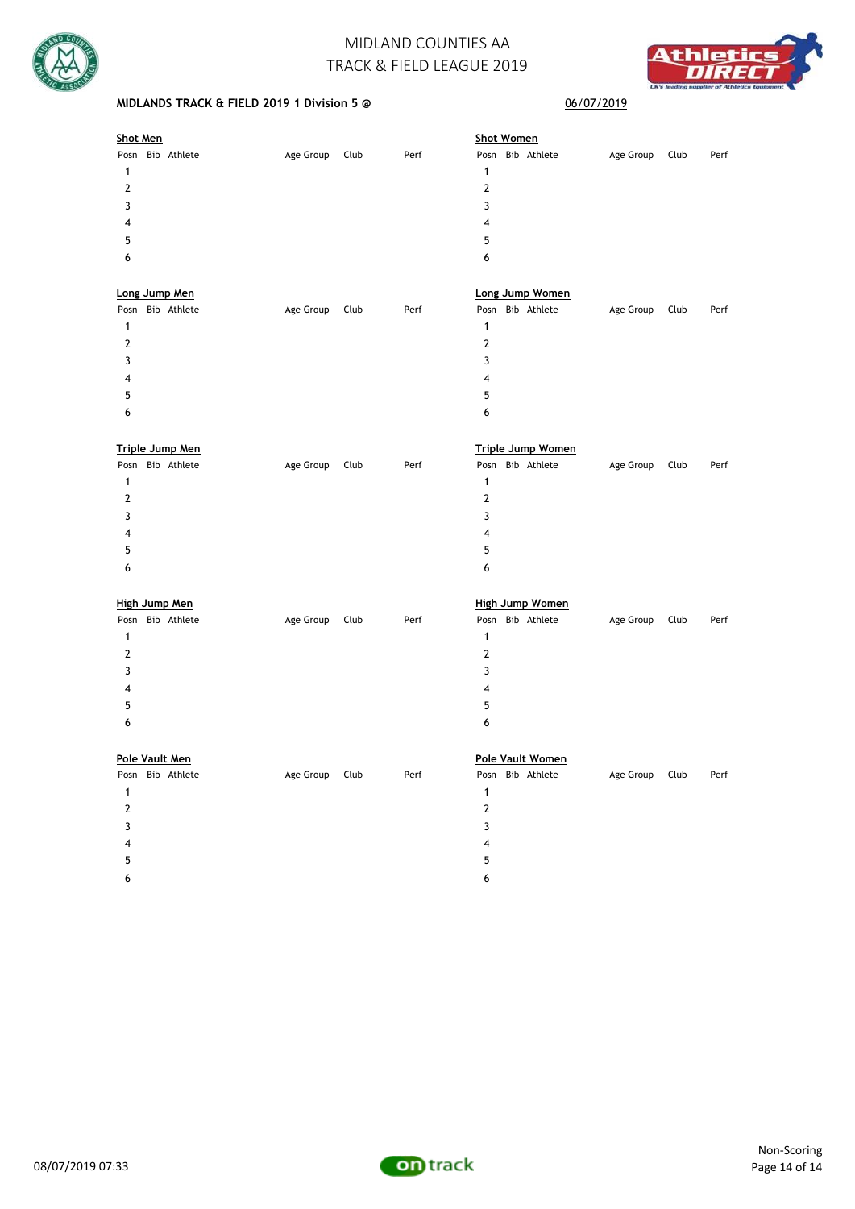MIDLAND COUNTIES AA
TRACK & FIELD LEAGUE 2019

**MIDLANDS TRACK & FIELD 2019 1 Division 5 @** 06/07/2019

### Shot Men

| Posn | Bib | Athlete | Age Group | Club | Perf |
|---|---|---|---|---|---|
| 1 | | | | | |
| 2 | | | | | |
| 3 | | | | | |
| 4 | | | | | |
| 5 | | | | | |
| 6 | | | | | |

### Shot Women

| Posn | Bib | Athlete | Age Group | Club | Perf |
|---|---|---|---|---|---|
| 1 | | | | | |
| 2 | | | | | |
| 3 | | | | | |
| 4 | | | | | |
| 5 | | | | | |
| 6 | | | | | |

### Long Jump Men

| Posn | Bib | Athlete | Age Group | Club | Perf |
|---|---|---|---|---|---|
| 1 | | | | | |
| 2 | | | | | |
| 3 | | | | | |
| 4 | | | | | |
| 5 | | | | | |
| 6 | | | | | |

### Long Jump Women

| Posn | Bib | Athlete | Age Group | Club | Perf |
|---|---|---|---|---|---|
| 1 | | | | | |
| 2 | | | | | |
| 3 | | | | | |
| 4 | | | | | |
| 5 | | | | | |
| 6 | | | | | |

### Triple Jump Men

| Posn | Bib | Athlete | Age Group | Club | Perf |
|---|---|---|---|---|---|
| 1 | | | | | |
| 2 | | | | | |
| 3 | | | | | |
| 4 | | | | | |
| 5 | | | | | |
| 6 | | | | | |

### Triple Jump Women

| Posn | Bib | Athlete | Age Group | Club | Perf |
|---|---|---|---|---|---|
| 1 | | | | | |
| 2 | | | | | |
| 3 | | | | | |
| 4 | | | | | |
| 5 | | | | | |
| 6 | | | | | |

### High Jump Men

| Posn | Bib | Athlete | Age Group | Club | Perf |
|---|---|---|---|---|---|
| 1 | | | | | |
| 2 | | | | | |
| 3 | | | | | |
| 4 | | | | | |
| 5 | | | | | |
| 6 | | | | | |

### High Jump Women

| Posn | Bib | Athlete | Age Group | Club | Perf |
|---|---|---|---|---|---|
| 1 | | | | | |
| 2 | | | | | |
| 3 | | | | | |
| 4 | | | | | |
| 5 | | | | | |
| 6 | | | | | |

### Pole Vault Men

| Posn | Bib | Athlete | Age Group | Club | Perf |
|---|---|---|---|---|---|
| 1 | | | | | |
| 2 | | | | | |
| 3 | | | | | |
| 4 | | | | | |
| 5 | | | | | |
| 6 | | | | | |

### Pole Vault Women

| Posn | Bib | Athlete | Age Group | Club | Perf |
|---|---|---|---|---|---|
| 1 | | | | | |
| 2 | | | | | |
| 3 | | | | | |
| 4 | | | | | |
| 5 | | | | | |
| 6 | | | | | |

08/07/2019 07:33

Non-Scoring